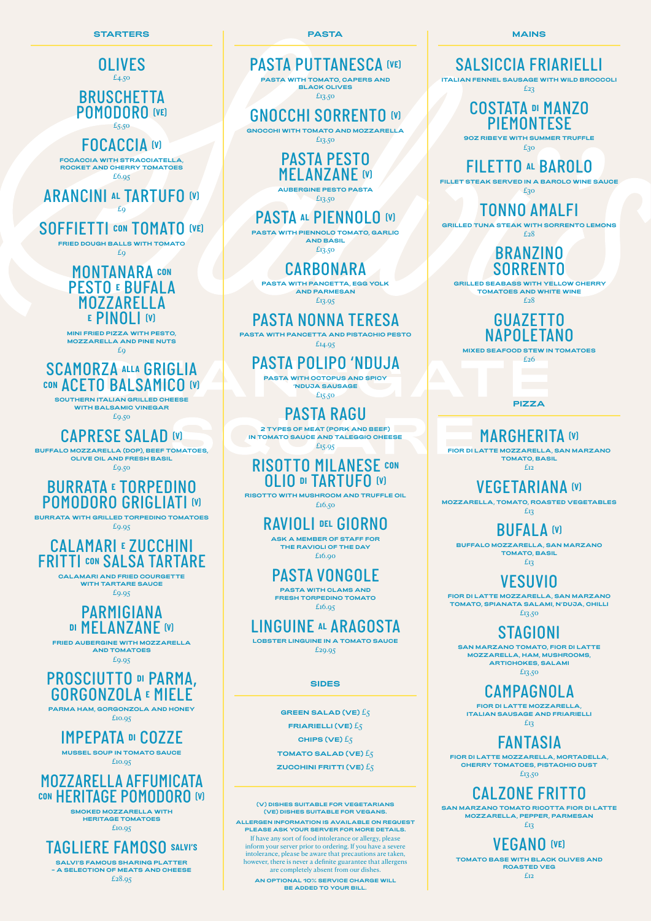## STARTERS

### OLIVES
£4.50

### BRUSCHETTA POMODORO (VE)
£5.50

### FOCACCIA (V)
FOCACCIA WITH STRACCIATELLA, ROCKET AND CHERRY TOMATOES
£6.95

### ARANCINI AL TARTUFO (V)
£9

### SOFFIETTI CON TOMATO (VE)
FRIED DOUGH BALLS WITH TOMATO
£9

### MONTANARA CON PESTO E BUFALA MOZZARELLA E PINOLI (V)
MINI FRIED PIZZA WITH PESTO, MOZZARELLA AND PINE NUTS
£9

### SCAMORZA ALLA GRIGLIA CON ACETO BALSAMICO (V)
SOUTHERN ITALIAN GRILLED CHEESE WITH BALSAMIC VINEGAR
£9.50

### CAPRESE SALAD (V)
BUFFALO MOZZARELLA (DOP), BEEF TOMATOES, OLIVE OIL AND FRESH BASIL
£9.50

### BURRATA E TORPEDINO POMODORO GRIGLIATI (V)
BURRATA WITH GRILLED TORPEDINO TOMATOES
£9.95

### CALAMARI E ZUCCHINI FRITTI CON SALSA TARTARE
CALAMARI AND FRIED COURGETTE WITH TARTARE SAUCE
£9.95

### PARMIGIANA DI MELANZANE (V)
FRIED AUBERGINE WITH MOZZARELLA AND TOMATOES
£9.95

### PROSCIUTTO DI PARMA, GORGONZOLA E MIELE
PARMA HAM, GORGONZOLA AND HONEY
£10.95

### IMPEPATA DI COZZE
MUSSEL SOUP IN TOMATO SAUCE
£10.95

### MOZZARELLA AFFUMICATA CON HERITAGE POMODORO (V)
SMOKED MOZZARELLA WITH HERITAGE TOMATOES
£10.95

### TAGLIERE FAMOSO SALVI'S
SALVI'S FAMOUS SHARING PLATTER – A SELECTION OF MEATS AND CHEESE
£28.95

## PASTA

### PASTA PUTTANESCA (VE)
PASTA WITH TOMATO, CAPERS AND BLACK OLIVES
£13.50

### GNOCCHI SORRENTO (V)
GNOCCHI WITH TOMATO AND MOZZARELLA
£13.50

### PASTA PESTO MELANZANE (V)
AUBERGINE PESTO PASTA
£13.50

### PASTA AL PIENNOLO (V)
PASTA WITH PIENNOLO TOMATO, GARLIC AND BASIL
£13.50

### CARBONARA
PASTA WITH PANCETTA, EGG YOLK AND PARMESAN
£13.95

### PASTA NONNA TERESA
PASTA WITH PANCETTA AND PISTACHIO PESTO
£14.95

### PASTA POLIPO 'NDUJA
PASTA WITH OCTOPUS AND SPICY 'NDUJA SAUSAGE
£15.50

### PASTA RAGU
2 TYPES OF MEAT (PORK AND BEEF) IN TOMATO SAUCE AND TALEGGIO CHEESE
£15.95

### RISOTTO MILANESE CON OLIO DI TARTUFO (V)
RISOTTO WITH MUSHROOM AND TRUFFLE OIL
£16.50

### RAVIOLI DEL GIORNO
ASK A MEMBER OF STAFF FOR THE RAVIOLI OF THE DAY
£16.90

### PASTA VONGOLE
PASTA WITH CLAMS AND FRESH TORPEDINO TOMATO
£16.95

### LINGUINE AL ARAGOSTA
LOBSTER LINGUINE IN A TOMATO SAUCE
£29.95

## SIDES

GREEN SALAD (VE) £5
FRIARIELLI (VE) £5
CHIPS (VE) £5
TOMATO SALAD (VE) £5
ZUCCHINI FRITTI (VE) £5

(V) DISHES SUITABLE FOR VEGETARIANS
(VE) DISHES SUITABLE FOR VEGANS.

ALLERGEN INFORMATION IS AVAILABLE ON REQUEST PLEASE ASK YOUR SERVER FOR MORE DETAILS.

If have any sort of food intolerance or allergy, please inform your server prior to ordering. If you have a severe intolerance, please be aware that precautions are taken, however, there is never a definite guarantee that allergens are completely absent from our dishes.

AN OPTIONAL 10% SERVICE CHARGE WILL BE ADDED TO YOUR BILL.

## MAINS

### SALSICCIA FRIARIELLI
ITALIAN FENNEL SAUSAGE WITH WILD BROCCOLI
£23

### COSTATA DI MANZO PIEMONTESE
9OZ RIBEYE WITH SUMMER TRUFFLE
£30

### FILETTO AL BAROLO
FILLET STEAK SERVED IN A BAROLO WINE SAUCE
£30

### TONNO AMALFI
GRILLED TUNA STEAK WITH SORRENTO LEMONS
£28

### BRANZINO SORRENTO
GRILLED SEABASS WITH YELLOW CHERRY TOMATOES AND WHITE WINE
£28

### GUAZETTO NAPOLETANO
MIXED SEAFOOD STEW IN TOMATOES
£26

## PIZZA

### MARGHERITA (V)
FIOR DI LATTE MOZZARELLA, SAN MARZANO TOMATO, BASIL
£12

### VEGETARIANA (V)
MOZZARELLA, TOMATO, ROASTED VEGETABLES
£13

### BUFALA (V)
BUFFALO MOZZARELLA, SAN MARZANO TOMATO, BASIL
£13

### VESUVIO
FIOR DI LATTE MOZZARELLA, SAN MARZANO TOMATO, SPIANATA SALAMI, N'DUJA, CHILLI
£13.50

### STAGIONI
SAN MARZANO TOMATO, FIOR DI LATTE MOZZARELLA, HAM, MUSHROOMS, ARTICHOKES, SALAMI
£13.50

### CAMPAGNOLA
FIOR DI LATTE MOZZARELLA, ITALIAN SAUSAGE AND FRIARIELLI
£13

### FANTASIA
FIOR DI LATTE MOZZARELLA, MORTADELLA, CHERRY TOMATOES, PISTACHIO DUST
£13.50

### CALZONE FRITTO
SAN MARZANO TOMATO RICOTTA FIOR DI LATTE MOZZARELLA, PEPPER, PARMESAN
£13

### VEGANO (VE)
TOMATO BASE WITH BLACK OLIVES AND ROASTED VEG
£12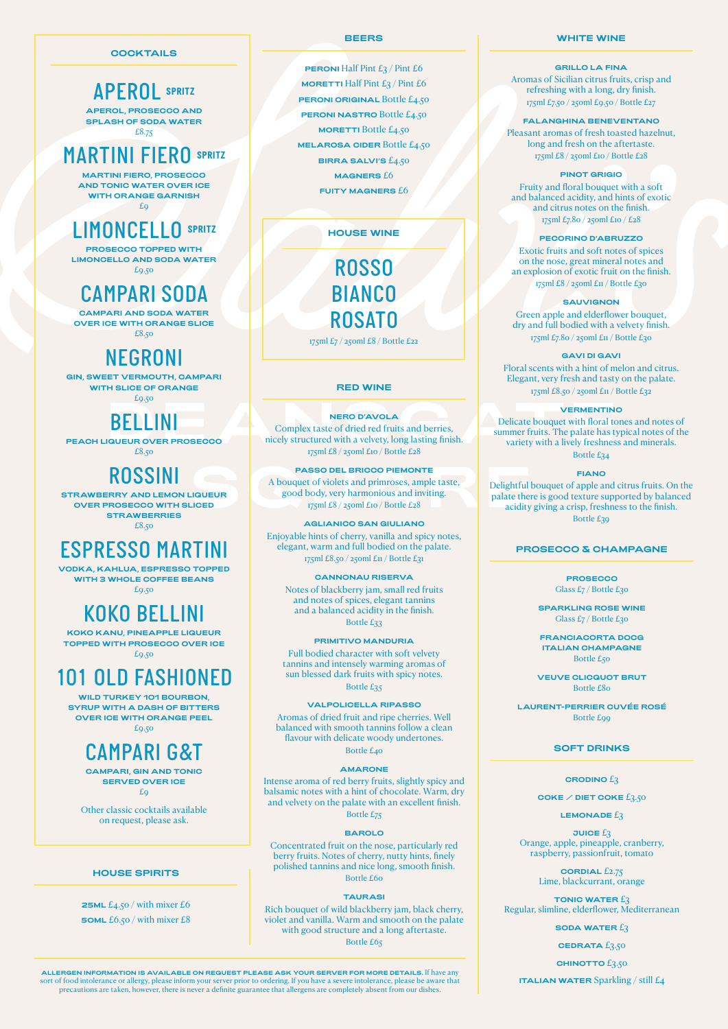## COCKTAILS

### APEROL SPRITZ
APEROL, PROSECCO AND SPLASH OF SODA WATER
£8.75

### MARTINI FIERO SPRITZ
MARTINI FIERO, PROSECCO AND TONIC WATER OVER ICE WITH ORANGE GARNISH
£9

### LIMONCELLO SPRITZ
PROSECCO TOPPED WITH LIMONCELLO AND SODA WATER
£9.50

### CAMPARI SODA
CAMPARI AND SODA WATER OVER ICE WITH ORANGE SLICE
£8.50

### NEGRONI
GIN, SWEET VERMOUTH, CAMPARI WITH SLICE OF ORANGE
£9.50

### BELLINI
PEACH LIQUEUR OVER PROSECCO
£8.50

### ROSSINI
STRAWBERRY AND LEMON LIQUEUR OVER PROSECCO WITH SLICED STRAWBERRIES
£8.50

### ESPRESSO MARTINI
VODKA, KAHLUA, ESPRESSO TOPPED WITH 3 WHOLE COFFEE BEANS
£9.50

### KOKO BELLINI
KOKO KANU, PINEAPPLE LIQUEUR TOPPED WITH PROSECCO OVER ICE
£9.50

### 101 OLD FASHIONED
WILD TURKEY 101 BOURBON, SYRUP WITH A DASH OF BITTERS OVER ICE WITH ORANGE PEEL
£9.50

### CAMPARI G&T
CAMPARI, GIN AND TONIC SERVED OVER ICE
£9

Other classic cocktails available on request, please ask.

## HOUSE SPIRITS

**25ML** £4.50 / with mixer £6
**50ML** £6.50 / with mixer £8

## BEERS

**PERONI** Half Pint £3 / Pint £6
**MORETTI** Half Pint £3 / Pint £6
**PERONI ORIGINAL** Bottle £4.50
**PERONI NASTRO** Bottle £4.50
**MORETTI** Bottle £4.50
**MELAROSA CIDER** Bottle £4.50
**BIRRA SALVI'S** £4.50
**MAGNERS** £6
**FUITY MAGNERS** £6

## HOUSE WINE

ROSSO
BIANCO
ROSATO

175ml £7 / 250ml £8 / Bottle £22

## RED WINE

**NERO D'AVOLA**
Complex taste of dried red fruits and berries, nicely structured with a velvety, long lasting finish.
175ml £8 / 250ml £10 / Bottle £28

**PASSO DEL BRICCO PIEMONTE**
A bouquet of violets and primroses, ample taste, good body, very harmonious and inviting.
175ml £8 / 250ml £10 / Bottle £28

**AGLIANICO SAN GIULIANO**
Enjoyable hints of cherry, vanilla and spicy notes, elegant, warm and full bodied on the palate.
175ml £8.50 / 250ml £11 / Bottle £31

**CANNONAU RISERVA**
Notes of blackberry jam, small red fruits and notes of spices, elegant tannins and a balanced acidity in the finish.
Bottle £33

**PRIMITIVO MANDURIA**
Full bodied character with soft velvety tannins and intensely warming aromas of sun blessed dark fruits with spicy notes.
Bottle £35

**VALPOLICELLA RIPASSO**
Aromas of dried fruit and ripe cherries. Well balanced with smooth tannins follow a clean flavour with delicate woody undertones.
Bottle £40

**AMARONE**
Intense aroma of red berry fruits, slightly spicy and balsamic notes with a hint of chocolate. Warm, dry and velvety on the palate with an excellent finish.
Bottle £75

**BAROLO**
Concentrated fruit on the nose, particularly red berry fruits. Notes of cherry, nutty hints, finely polished tannins and nice long, smooth finish.
Bottle £60

**TAURASI**
Rich bouquet of wild blackberry jam, black cherry, violet and vanilla. Warm and smooth on the palate with good structure and a long aftertaste.
Bottle £65

## WHITE WINE

**GRILLO LA FINA**
Aromas of Sicilian citrus fruits, crisp and refreshing with a long, dry finish.
175ml £7.50 / 250ml £9.50 / Bottle £27

**FALANGHINA BENEVENTANO**
Pleasant aromas of fresh toasted hazelnut, long and fresh on the aftertaste.
175ml £8 / 250ml £10 / Bottle £28

**PINOT GRIGIO**
Fruity and floral bouquet with a soft and balanced acidity, and hints of exotic and citrus notes on the finish.
175ml £7.80 / 250ml £10 / £28

**PECORINO D'ABRUZZO**
Exotic fruits and soft notes of spices on the nose, great mineral notes and an explosion of exotic fruit on the finish.
175ml £8 / 250ml £11 / Bottle £30

**SAUVIGNON**
Green apple and elderflower bouquet, dry and full bodied with a velvety finish.
175ml £7.80 / 250ml £11 / Bottle £30

**GAVI DI GAVI**
Floral scents with a hint of melon and citrus. Elegant, very fresh and tasty on the palate.
175ml £8.50 / 250ml £11 / Bottle £32

**VERMENTINO**
Delicate bouquet with floral tones and notes of summer fruits. The palate has typical notes of the variety with a lively freshness and minerals.
Bottle £34

**FIANO**
Delightful bouquet of apple and citrus fruits. On the palate there is good texture supported by balanced acidity giving a crisp, freshness to the finish.
Bottle £39

## PROSECCO & CHAMPAGNE

**PROSECCO**
Glass £7 / Bottle £30

**SPARKLING ROSE WINE**
Glass £7 / Bottle £30

**FRANCIACORTA DOCG ITALIAN CHAMPAGNE**
Bottle £50

**VEUVE CLICQUOT BRUT**
Bottle £80

**LAURENT-PERRIER CUVÉE ROSÉ**
Bottle £99

## SOFT DRINKS

**CRODINO** £3
**COKE / DIET COKE** £3.50
**LEMONADE** £3
**JUICE** £3
Orange, apple, pineapple, cranberry, raspberry, passionfruit, tomato
**CORDIAL** £2.75
Lime, blackcurrant, orange
**TONIC WATER** £3
Regular, slimline, elderflower, Mediterranean
**SODA WATER** £3
**CEDRATA** £3.50
**CHINOTTO** £3.50
**ITALIAN WATER** Sparkling / still £4

**ALLERGEN INFORMATION IS AVAILABLE ON REQUEST PLEASE ASK YOUR SERVER FOR MORE DETAILS.** If have any sort of food intolerance or allergy, please inform your server prior to ordering. If you have a severe intolerance, please be aware that precautions are taken, however, there is never a definite guarantee that allergens are completely absent from our dishes.